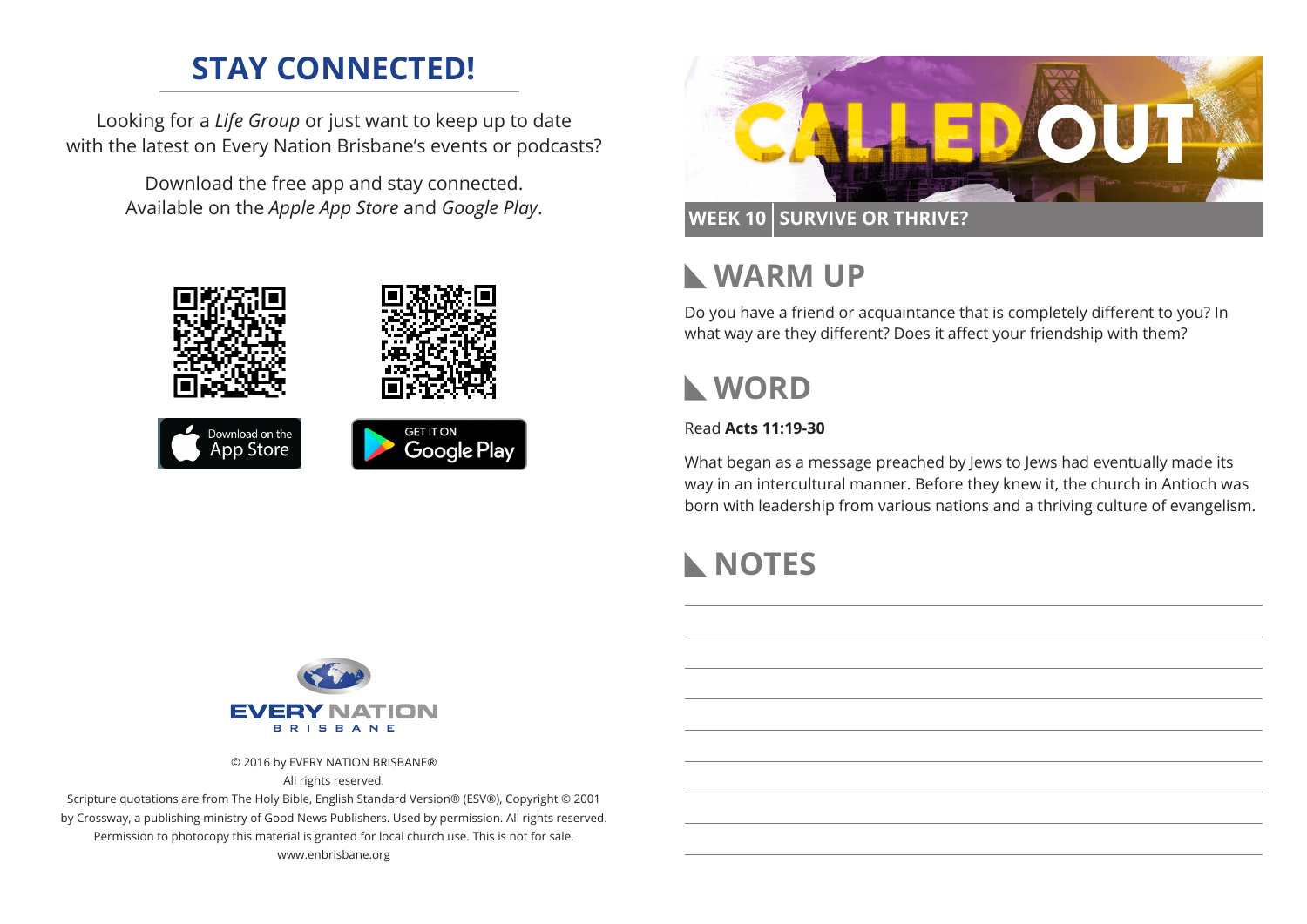## STAY CONNECTED!

Looking for a *Life Group* or just want to keep up to date with the latest on Every Nation Brisbane's events or podcasts?

Download the free app and stay connected. Available on the *Apple App Store* and *Google Play*.

Download on the App Store

GET IT ON Google Play

EVERY NATION BRISBANE

© 2016 by EVERY NATION BRISBANE®
All rights reserved.
Scripture quotations are from The Holy Bible, English Standard Version® (ESV®), Copyright © 2001 by Crossway, a publishing ministry of Good News Publishers. Used by permission. All rights reserved.
Permission to photocopy this material is granted for local church use. This is not for sale.
www.enbrisbane.org

# CALLED OUT

**WEEK 10 | SURVIVE OR THRIVE?**

## WARM UP

Do you have a friend or acquaintance that is completely different to you? In what way are they different? Does it affect your friendship with them?

## WORD

Read **Acts 11:19-30**

What began as a message preached by Jews to Jews had eventually made its way in an intercultural manner. Before they knew it, the church in Antioch was born with leadership from various nations and a thriving culture of evangelism.

## NOTES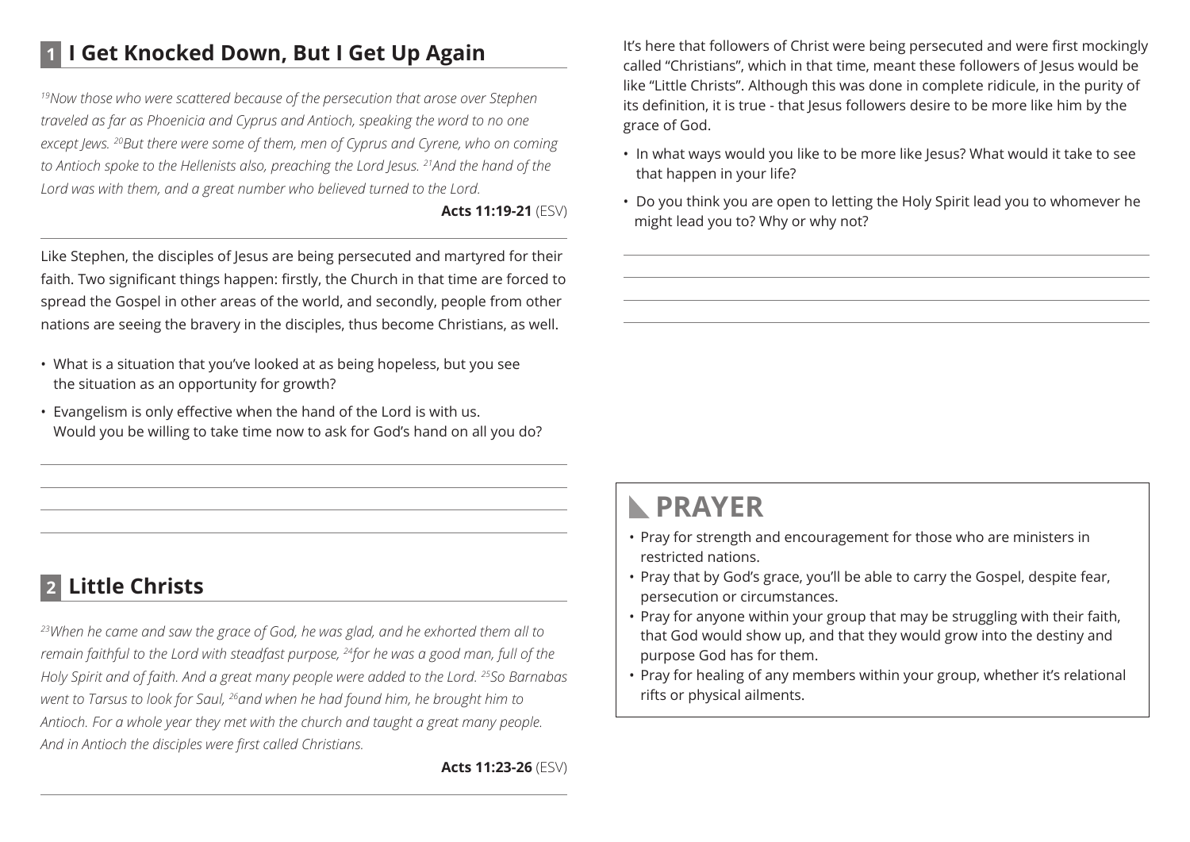## 1 I Get Knocked Down, But I Get Up Again

*[19]Now those who were scattered because of the persecution that arose over Stephen traveled as far as Phoenicia and Cyprus and Antioch, speaking the word to no one except Jews. [20]But there were some of them, men of Cyprus and Cyrene, who on coming to Antioch spoke to the Hellenists also, preaching the Lord Jesus. [21]And the hand of the Lord was with them, and a great number who believed turned to the Lord.*

**Acts 11:19-21** (ESV)

Like Stephen, the disciples of Jesus are being persecuted and martyred for their faith. Two significant things happen: firstly, the Church in that time are forced to spread the Gospel in other areas of the world, and secondly, people from other nations are seeing the bravery in the disciples, thus become Christians, as well.

- What is a situation that you've looked at as being hopeless, but you see the situation as an opportunity for growth?
- Evangelism is only effective when the hand of the Lord is with us. Would you be willing to take time now to ask for God's hand on all you do?

## 2 Little Christs

*[23]When he came and saw the grace of God, he was glad, and he exhorted them all to remain faithful to the Lord with steadfast purpose, [24]for he was a good man, full of the Holy Spirit and of faith. And a great many people were added to the Lord. [25]So Barnabas went to Tarsus to look for Saul, [26]and when he had found him, he brought him to Antioch. For a whole year they met with the church and taught a great many people. And in Antioch the disciples were first called Christians.*

**Acts 11:23-26** (ESV)

It's here that followers of Christ were being persecuted and were first mockingly called "Christians", which in that time, meant these followers of Jesus would be like "Little Christs". Although this was done in complete ridicule, in the purity of its definition, it is true - that Jesus followers desire to be more like him by the grace of God.

- In what ways would you like to be more like Jesus? What would it take to see that happen in your life?
- Do you think you are open to letting the Holy Spirit lead you to whomever he might lead you to? Why or why not?

## PRAYER

- Pray for strength and encouragement for those who are ministers in restricted nations.
- Pray that by God's grace, you'll be able to carry the Gospel, despite fear, persecution or circumstances.
- Pray for anyone within your group that may be struggling with their faith, that God would show up, and that they would grow into the destiny and purpose God has for them.
- Pray for healing of any members within your group, whether it's relational rifts or physical ailments.